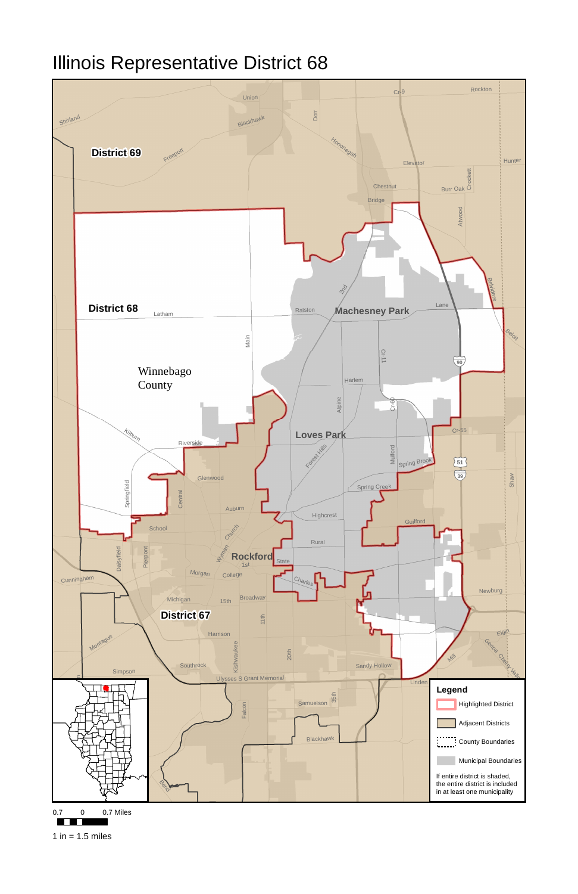# Illinois Representative District 68

District 69

District 68

District 67

Winnebago County

Machesney Park

Loves Park

Rockford

Legend

- Highlighted District
- Adjacent Districts
- County Boundaries
- Municipal Boundaries

If entire district is shaded, the entire district is included in at least one municipality

0.7 0 0.7 Miles

1 in = 1.5 miles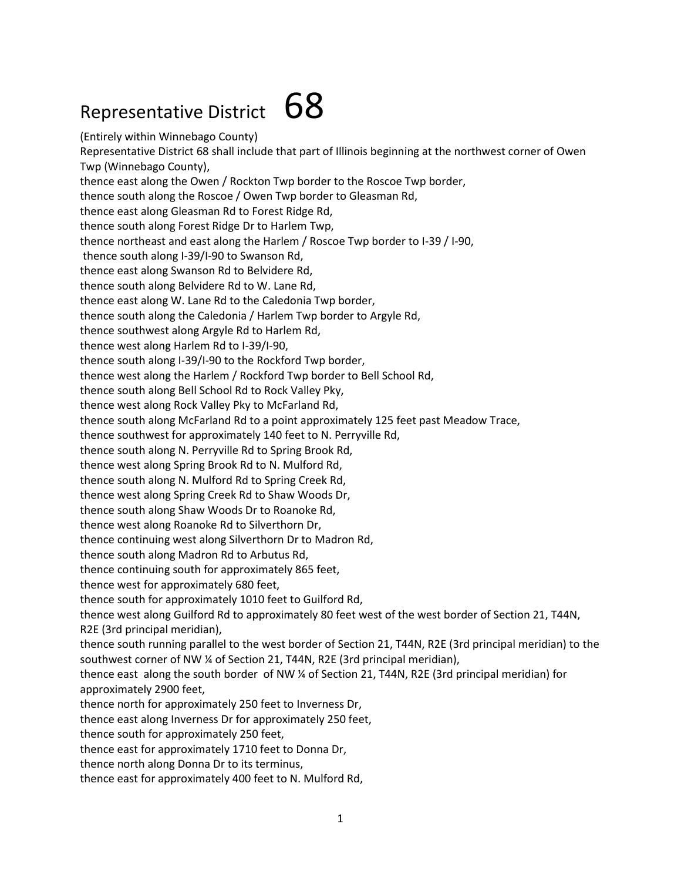# Representative District 68

(Entirely within Winnebago County)

Representative District 68 shall include that part of Illinois beginning at the northwest corner of Owen Twp (Winnebago County),
thence east along the Owen / Rockton Twp border to the Roscoe Twp border,
thence south along the Roscoe / Owen Twp border to Gleasman Rd,
thence east along Gleasman Rd to Forest Ridge Rd,
thence south along Forest Ridge Dr to Harlem Twp,
thence northeast and east along the Harlem / Roscoe Twp border to I-39 / I-90,
thence south along I-39/I-90 to Swanson Rd,
thence east along Swanson Rd to Belvidere Rd,
thence south along Belvidere Rd to W. Lane Rd,
thence east along W. Lane Rd to the Caledonia Twp border,
thence south along the Caledonia / Harlem Twp border to Argyle Rd,
thence southwest along Argyle Rd to Harlem Rd,
thence west along Harlem Rd to I-39/I-90,
thence south along I-39/I-90 to the Rockford Twp border,
thence west along the Harlem / Rockford Twp border to Bell School Rd,
thence south along Bell School Rd to Rock Valley Pky,
thence west along Rock Valley Pky to McFarland Rd,
thence south along McFarland Rd to a point approximately 125 feet past Meadow Trace,
thence southwest for approximately 140 feet to N. Perryville Rd,
thence south along N. Perryville Rd to Spring Brook Rd,
thence west along Spring Brook Rd to N. Mulford Rd,
thence south along N. Mulford Rd to Spring Creek Rd,
thence west along Spring Creek Rd to Shaw Woods Dr,
thence south along Shaw Woods Dr to Roanoke Rd,
thence west along Roanoke Rd to Silverthorn Dr,
thence continuing west along Silverthorn Dr to Madron Rd,
thence south along Madron Rd to Arbutus Rd,
thence continuing south for approximately 865 feet,
thence west for approximately 680 feet,
thence south for approximately 1010 feet to Guilford Rd,
thence west along Guilford Rd to approximately 80 feet west of the west border of Section 21, T44N, R2E (3rd principal meridian),
thence south running parallel to the west border of Section 21, T44N, R2E (3rd principal meridian) to the southwest corner of NW ¼ of Section 21, T44N, R2E (3rd principal meridian),
thence east along the south border of NW ¼ of Section 21, T44N, R2E (3rd principal meridian) for approximately 2900 feet,
thence north for approximately 250 feet to Inverness Dr,
thence east along Inverness Dr for approximately 250 feet,
thence south for approximately 250 feet,
thence east for approximately 1710 feet to Donna Dr,
thence north along Donna Dr to its terminus,
thence east for approximately 400 feet to N. Mulford Rd,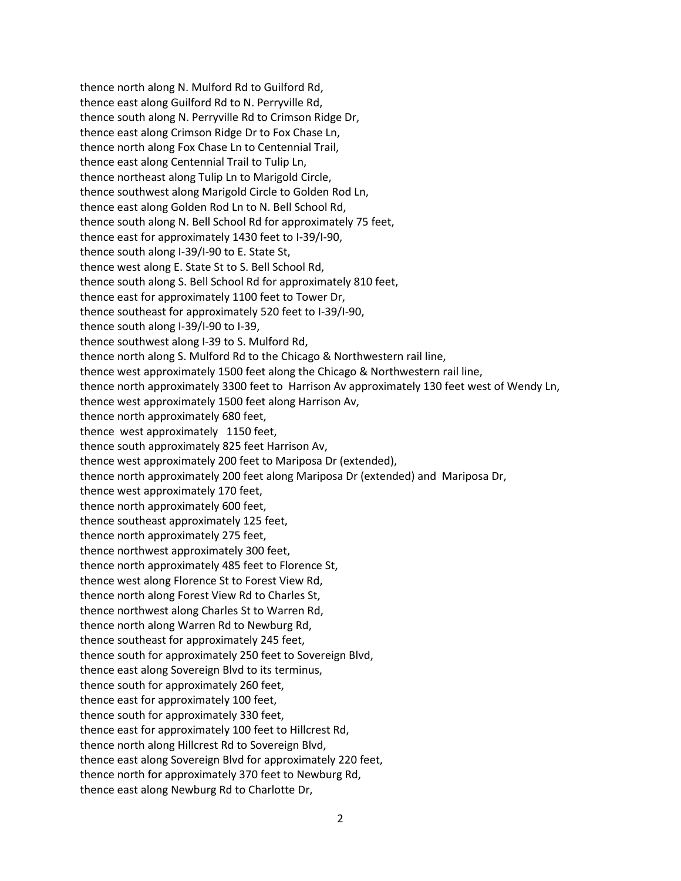thence north along N. Mulford Rd to Guilford Rd,
thence east along Guilford Rd to N. Perryville Rd,
thence south along N. Perryville Rd to Crimson Ridge Dr,
thence east along Crimson Ridge Dr to Fox Chase Ln,
thence north along Fox Chase Ln to Centennial Trail,
thence east along Centennial Trail to Tulip Ln,
thence northeast along Tulip Ln to Marigold Circle,
thence southwest along Marigold Circle to Golden Rod Ln,
thence east along Golden Rod Ln to N. Bell School Rd,
thence south along N. Bell School Rd for approximately 75 feet,
thence east for approximately 1430 feet to I-39/I-90,
thence south along I-39/I-90 to E. State St,
thence west along E. State St to S. Bell School Rd,
thence south along S. Bell School Rd for approximately 810 feet,
thence east for approximately 1100 feet to Tower Dr,
thence southeast for approximately 520 feet to I-39/I-90,
thence south along I-39/I-90 to I-39,
thence southwest along I-39 to S. Mulford Rd,
thence north along S. Mulford Rd to the Chicago & Northwestern rail line,
thence west approximately 1500 feet along the Chicago & Northwestern rail line,
thence north approximately 3300 feet to Harrison Av approximately 130 feet west of Wendy Ln,
thence west approximately 1500 feet along Harrison Av,
thence north approximately 680 feet,
thence west approximately 1150 feet,
thence south approximately 825 feet Harrison Av,
thence west approximately 200 feet to Mariposa Dr (extended),
thence north approximately 200 feet along Mariposa Dr (extended) and Mariposa Dr,
thence west approximately 170 feet,
thence north approximately 600 feet,
thence southeast approximately 125 feet,
thence north approximately 275 feet,
thence northwest approximately 300 feet,
thence north approximately 485 feet to Florence St,
thence west along Florence St to Forest View Rd,
thence north along Forest View Rd to Charles St,
thence northwest along Charles St to Warren Rd,
thence north along Warren Rd to Newburg Rd,
thence southeast for approximately 245 feet,
thence south for approximately 250 feet to Sovereign Blvd,
thence east along Sovereign Blvd to its terminus,
thence south for approximately 260 feet,
thence east for approximately 100 feet,
thence south for approximately 330 feet,
thence east for approximately 100 feet to Hillcrest Rd,
thence north along Hillcrest Rd to Sovereign Blvd,
thence east along Sovereign Blvd for approximately 220 feet,
thence north for approximately 370 feet to Newburg Rd,
thence east along Newburg Rd to Charlotte Dr,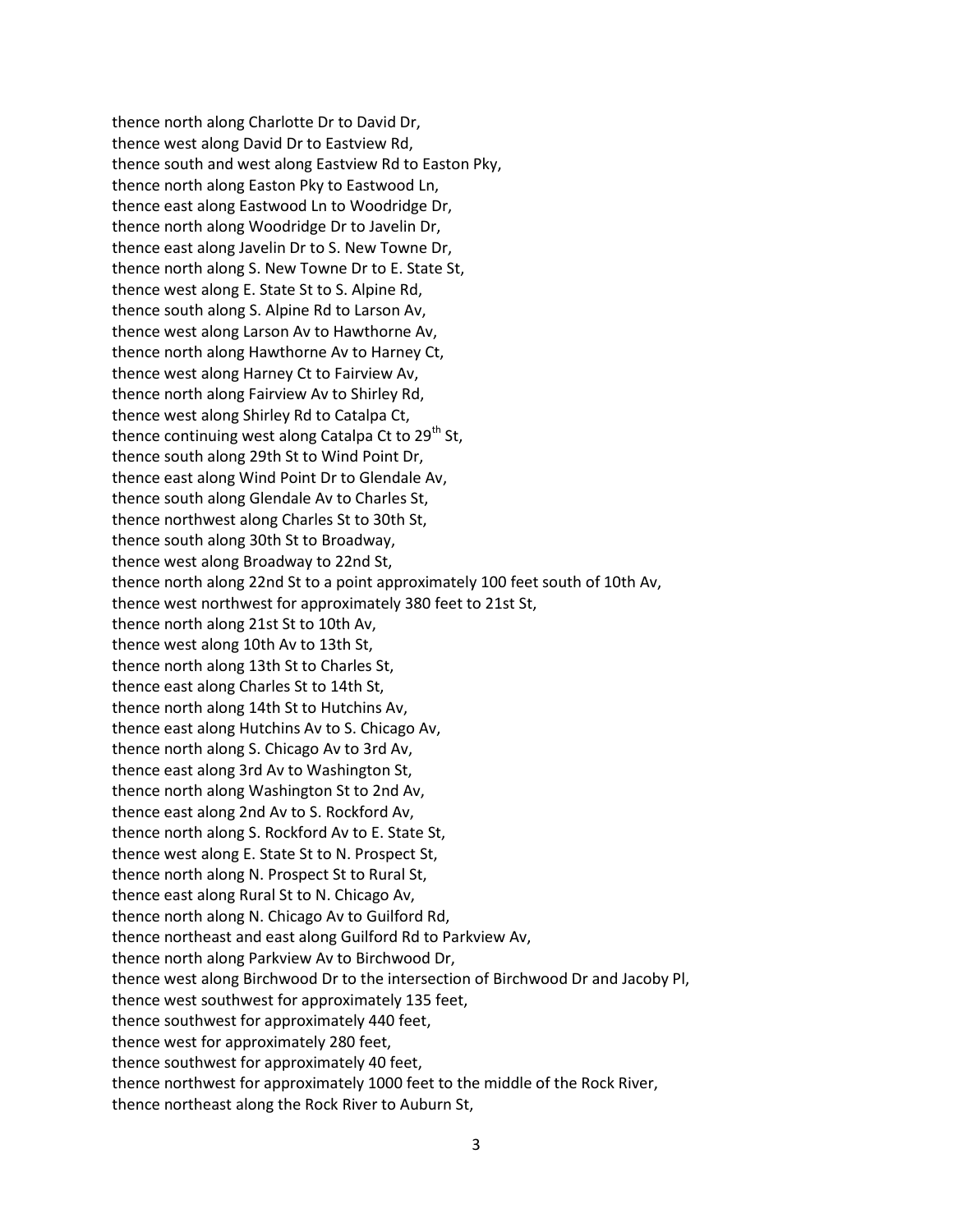thence north along Charlotte Dr to David Dr,
thence west along David Dr to Eastview Rd,
thence south and west along Eastview Rd to Easton Pky,
thence north along Easton Pky to Eastwood Ln,
thence east along Eastwood Ln to Woodridge Dr,
thence north along Woodridge Dr to Javelin Dr,
thence east along Javelin Dr to S. New Towne Dr,
thence north along S. New Towne Dr to E. State St,
thence west along E. State St to S. Alpine Rd,
thence south along S. Alpine Rd to Larson Av,
thence west along Larson Av to Hawthorne Av,
thence north along Hawthorne Av to Harney Ct,
thence west along Harney Ct to Fairview Av,
thence north along Fairview Av to Shirley Rd,
thence west along Shirley Rd to Catalpa Ct,
thence continuing west along Catalpa Ct to 29th St,
thence south along 29th St to Wind Point Dr,
thence east along Wind Point Dr to Glendale Av,
thence south along Glendale Av to Charles St,
thence northwest along Charles St to 30th St,
thence south along 30th St to Broadway,
thence west along Broadway to 22nd St,
thence north along 22nd St to a point approximately 100 feet south of 10th Av,
thence west northwest for approximately 380 feet to 21st St,
thence north along 21st St to 10th Av,
thence west along 10th Av to 13th St,
thence north along 13th St to Charles St,
thence east along Charles St to 14th St,
thence north along 14th St to Hutchins Av,
thence east along Hutchins Av to S. Chicago Av,
thence north along S. Chicago Av to 3rd Av,
thence east along 3rd Av to Washington St,
thence north along Washington St to 2nd Av,
thence east along 2nd Av to S. Rockford Av,
thence north along S. Rockford Av to E. State St,
thence west along E. State St to N. Prospect St,
thence north along N. Prospect St to Rural St,
thence east along Rural St to N. Chicago Av,
thence north along N. Chicago Av to Guilford Rd,
thence northeast and east along Guilford Rd to Parkview Av,
thence north along Parkview Av to Birchwood Dr,
thence west along Birchwood Dr to the intersection of Birchwood Dr and Jacoby Pl,
thence west southwest for approximately 135 feet,
thence southwest for approximately 440 feet,
thence west for approximately 280 feet,
thence southwest for approximately 40 feet,
thence northwest for approximately 1000 feet to the middle of the Rock River,
thence northeast along the Rock River to Auburn St,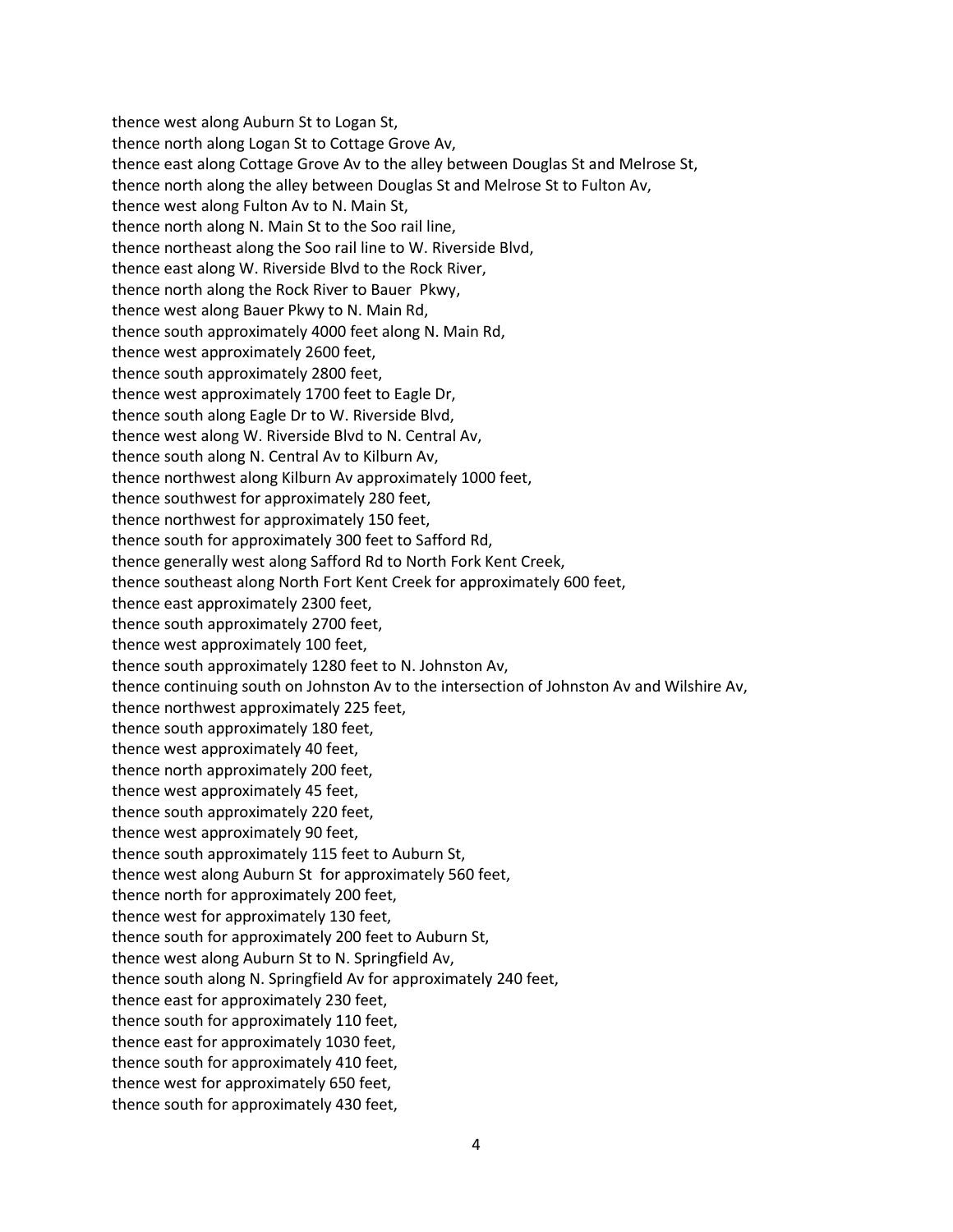thence west along Auburn St to Logan St,
thence north along Logan St to Cottage Grove Av,
thence east along Cottage Grove Av to the alley between Douglas St and Melrose St,
thence north along the alley between Douglas St and Melrose St to Fulton Av,
thence west along Fulton Av to N. Main St,
thence north along N. Main St to the Soo rail line,
thence northeast along the Soo rail line to W. Riverside Blvd,
thence east along W. Riverside Blvd to the Rock River,
thence north along the Rock River to Bauer Pkwy,
thence west along Bauer Pkwy to N. Main Rd,
thence south approximately 4000 feet along N. Main Rd,
thence west approximately 2600 feet,
thence south approximately 2800 feet,
thence west approximately 1700 feet to Eagle Dr,
thence south along Eagle Dr to W. Riverside Blvd,
thence west along W. Riverside Blvd to N. Central Av,
thence south along N. Central Av to Kilburn Av,
thence northwest along Kilburn Av approximately 1000 feet,
thence southwest for approximately 280 feet,
thence northwest for approximately 150 feet,
thence south for approximately 300 feet to Safford Rd,
thence generally west along Safford Rd to North Fork Kent Creek,
thence southeast along North Fort Kent Creek for approximately 600 feet,
thence east approximately 2300 feet,
thence south approximately 2700 feet,
thence west approximately 100 feet,
thence south approximately 1280 feet to N. Johnston Av,
thence continuing south on Johnston Av to the intersection of Johnston Av and Wilshire Av,
thence northwest approximately 225 feet,
thence south approximately 180 feet,
thence west approximately 40 feet,
thence north approximately 200 feet,
thence west approximately 45 feet,
thence south approximately 220 feet,
thence west approximately 90 feet,
thence south approximately 115 feet to Auburn St,
thence west along Auburn St for approximately 560 feet,
thence north for approximately 200 feet,
thence west for approximately 130 feet,
thence south for approximately 200 feet to Auburn St,
thence west along Auburn St to N. Springfield Av,
thence south along N. Springfield Av for approximately 240 feet,
thence east for approximately 230 feet,
thence south for approximately 110 feet,
thence east for approximately 1030 feet,
thence south for approximately 410 feet,
thence west for approximately 650 feet,
thence south for approximately 430 feet,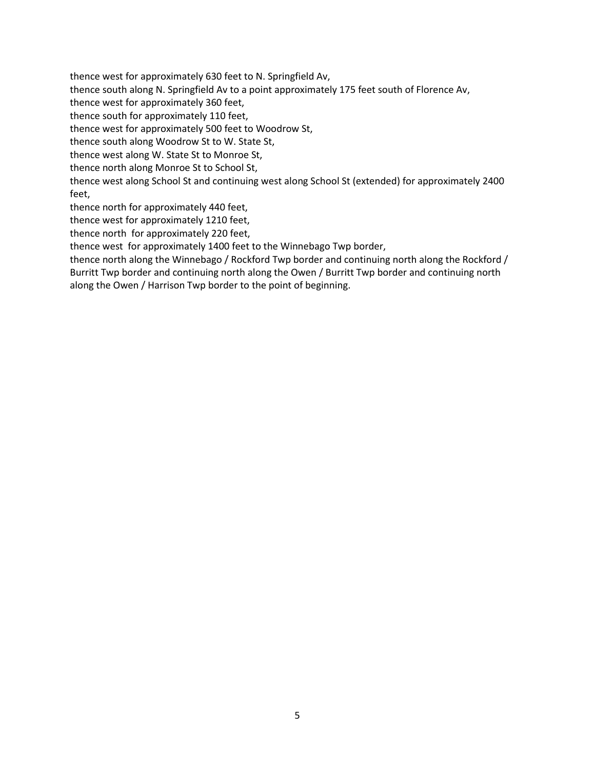thence west for approximately 630 feet to N. Springfield Av,
thence south along N. Springfield Av to a point approximately 175 feet south of Florence Av,
thence west for approximately 360 feet,
thence south for approximately 110 feet,
thence west for approximately 500 feet to Woodrow St,
thence south along Woodrow St to W. State St,
thence west along W. State St to Monroe St,
thence north along Monroe St to School St,
thence west along School St and continuing west along School St (extended) for approximately 2400 feet,
thence north for approximately 440 feet,
thence west for approximately 1210 feet,
thence north for approximately 220 feet,
thence west for approximately 1400 feet to the Winnebago Twp border,
thence north along the Winnebago / Rockford Twp border and continuing north along the Rockford / Burritt Twp border and continuing north along the Owen / Burritt Twp border and continuing north along the Owen / Harrison Twp border to the point of beginning.